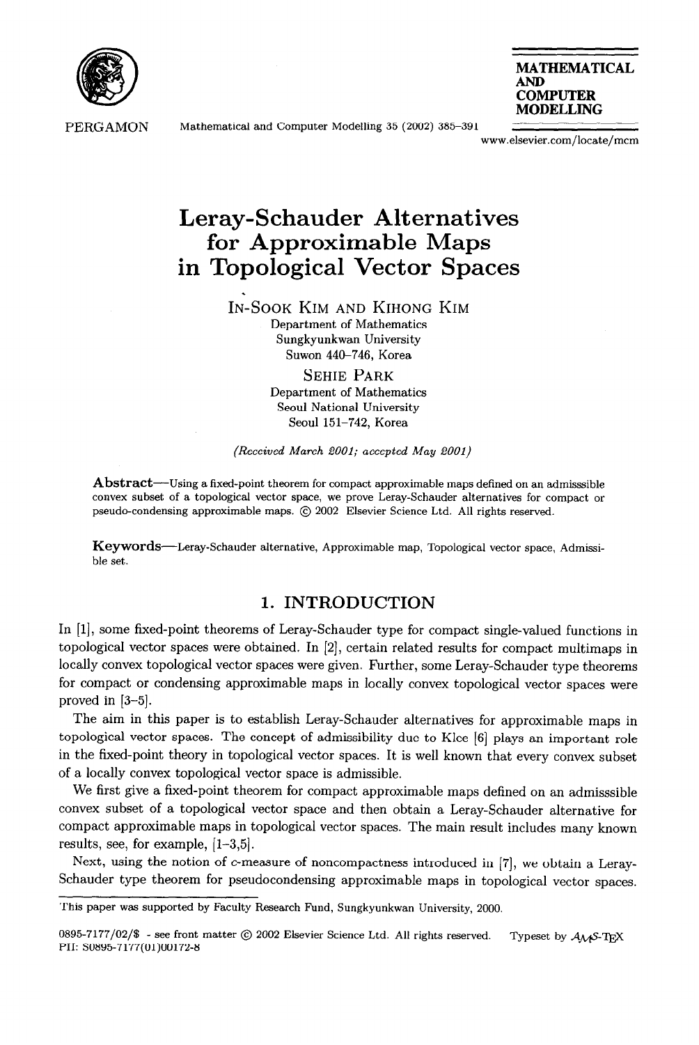# Leray-Schauder Alternatives for Approximable Maps in Topological Vector Spaces

IN-SOOK KIM AND KIHONG KIM
Department of Mathematics
Sungkyunkwan University
Suwon 440-746, Korea

SEHIE PARK
Department of Mathematics
Seoul National University
Seoul 151-742, Korea

*(Received March 2001; accepted May 2001)*

**Abstract**—Using a fixed-point theorem for compact approximable maps defined on an admisssible convex subset of a topological vector space, we prove Leray-Schauder alternatives for compact or pseudo-condensing approximable maps. © 2002 Elsevier Science Ltd. All rights reserved.

**Keywords**—Leray-Schauder alternative, Approximable map, Topological vector space, Admissible set.

## 1. INTRODUCTION

In [1], some fixed-point theorems of Leray-Schauder type for compact single-valued functions in topological vector spaces were obtained. In [2], certain related results for compact multimaps in locally convex topological vector spaces were given. Further, some Leray-Schauder type theorems for compact or condensing approximable maps in locally convex topological vector spaces were proved in [3–5].

The aim in this paper is to establish Leray-Schauder alternatives for approximable maps in topological vector spaces. The concept of admissibility due to Klee [6] plays an important role in the fixed-point theory in topological vector spaces. It is well known that every convex subset of a locally convex topological vector space is admissible.

We first give a fixed-point theorem for compact approximable maps defined on an admisssible convex subset of a topological vector space and then obtain a Leray-Schauder alternative for compact approximable maps in topological vector spaces. The main result includes many known results, see, for example, [1–3,5].

Next, using the notion of $c$-measure of noncompactness introduced in [7], we obtain a Leray-Schauder type theorem for pseudocondensing approximable maps in topological vector spaces.

This paper was supported by Faculty Research Fund, Sungkyunkwan University, 2000.

0895-7177/02/$ - see front matter © 2002 Elsevier Science Ltd. All rights reserved. Typeset by $\mathcal{A}_\mathcal{M}\mathcal{S}$-TEX
PII: S0895-7177(01)00172-8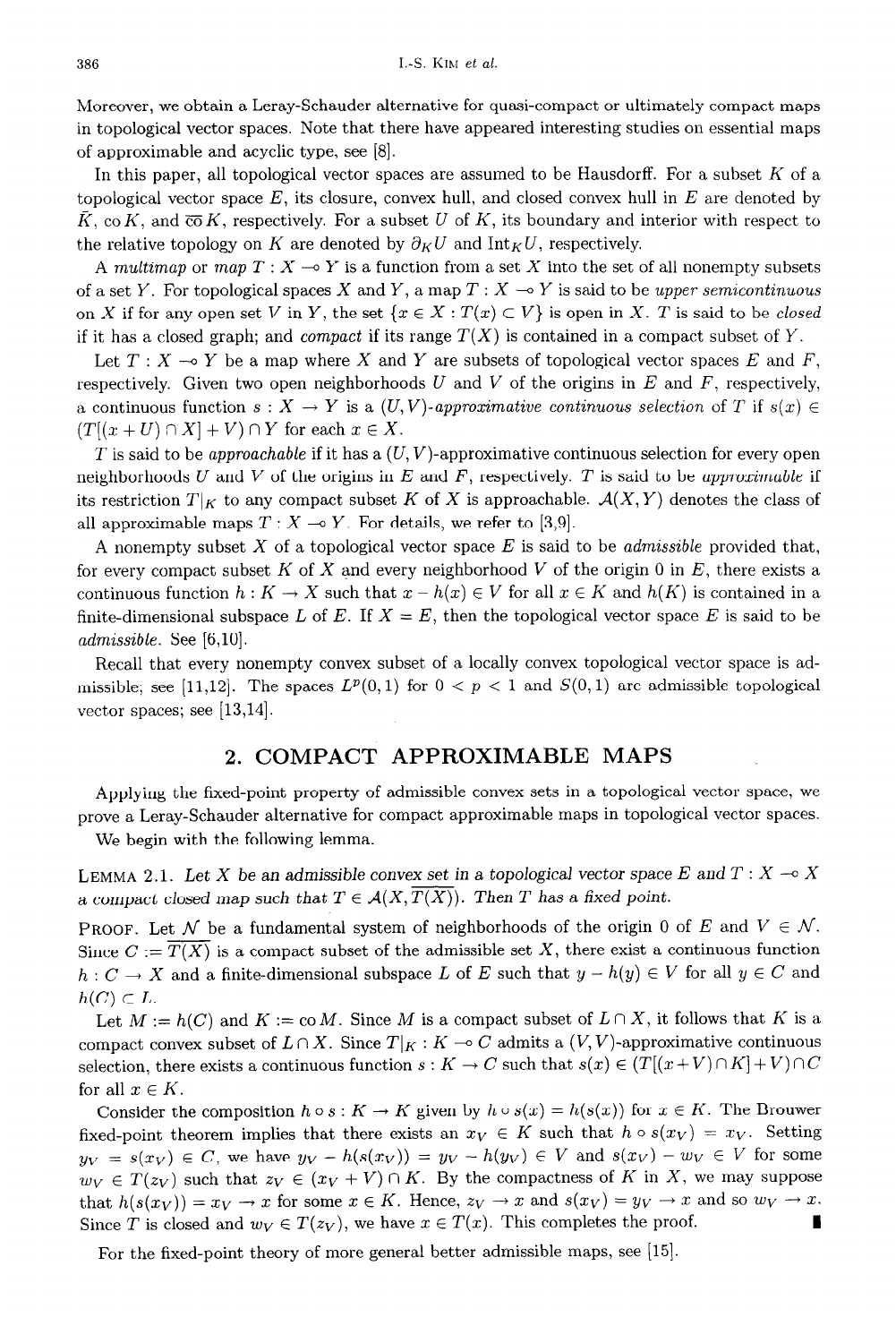Moreover, we obtain a Leray-Schauder alternative for quasi-compact or ultimately compact maps in topological vector spaces. Note that there have appeared interesting studies on essential maps of approximable and acyclic type, see [8].

In this paper, all topological vector spaces are assumed to be Hausdorff. For a subset $K$ of a topological vector space $E$, its closure, convex hull, and closed convex hull in $E$ are denoted by $\bar{K}$, $\operatorname{co} K$, and $\overline{\operatorname{co}}\, K$, respectively. For a subset $U$ of $K$, its boundary and interior with respect to the relative topology on $K$ are denoted by $\partial_K U$ and $\operatorname{Int}_K U$, respectively.

A *multimap* or *map* $T : X \multimap Y$ is a function from a set $X$ into the set of all nonempty subsets of a set $Y$. For topological spaces $X$ and $Y$, a map $T : X \multimap Y$ is said to be *upper semicontinuous* on $X$ if for any open set $V$ in $Y$, the set $\{x \in X : T(x) \subset V\}$ is open in $X$. $T$ is said to be *closed* if it has a closed graph; and *compact* if its range $T(X)$ is contained in a compact subset of $Y$.

Let $T : X \multimap Y$ be a map where $X$ and $Y$ are subsets of topological vector spaces $E$ and $F$, respectively. Given two open neighborhoods $U$ and $V$ of the origins in $E$ and $F$, respectively, a continuous function $s : X \to Y$ is a $(U, V)$-*approximative continuous selection* of $T$ if $s(x) \in (T[(x + U) \cap X] + V) \cap Y$ for each $x \in X$.

$T$ is said to be *approachable* if it has a $(U, V)$-approximative continuous selection for every open neighborhoods $U$ and $V$ of the origins in $E$ and $F$, respectively. $T$ is said to be *approximable* if its restriction $T|_K$ to any compact subset $K$ of $X$ is approachable. $\mathcal{A}(X, Y)$ denotes the class of all approximable maps $T : X \multimap Y$. For details, we refer to [3,9].

A nonempty subset $X$ of a topological vector space $E$ is said to be *admissible* provided that, for every compact subset $K$ of $X$ and every neighborhood $V$ of the origin 0 in $E$, there exists a continuous function $h : K \to X$ such that $x - h(x) \in V$ for all $x \in K$ and $h(K)$ is contained in a finite-dimensional subspace $L$ of $E$. If $X = E$, then the topological vector space $E$ is said to be *admissible*. See [6,10].

Recall that every nonempty convex subset of a locally convex topological vector space is admissible; see [11,12]. The spaces $L^p(0, 1)$ for $0 < p < 1$ and $S(0, 1)$ are admissible topological vector spaces; see [13,14].

## 2. COMPACT APPROXIMABLE MAPS

Applying the fixed-point property of admissible convex sets in a topological vector space, we prove a Leray-Schauder alternative for compact approximable maps in topological vector spaces.

We begin with the following lemma.

LEMMA 2.1. *Let $X$ be an admissible convex set in a topological vector space $E$ and $T : X \multimap X$ a compact closed map such that $T \in \mathcal{A}(X, \overline{T(X)})$. Then $T$ has a fixed point.*

PROOF. Let $\mathcal{N}$ be a fundamental system of neighborhoods of the origin 0 of $E$ and $V \in \mathcal{N}$. Since $C := \overline{T(X)}$ is a compact subset of the admissible set $X$, there exist a continuous function $h : C \to X$ and a finite-dimensional subspace $L$ of $E$ such that $y - h(y) \in V$ for all $y \in C$ and $h(C) \subset L$.

Let $M := h(C)$ and $K := \operatorname{co} M$. Since $M$ is a compact subset of $L \cap X$, it follows that $K$ is a compact convex subset of $L \cap X$. Since $T|_K : K \multimap C$ admits a $(V, V)$-approximative continuous selection, there exists a continuous function $s : K \to C$ such that $s(x) \in (T[(x + V) \cap K] + V) \cap C$ for all $x \in K$.

Consider the composition $h \circ s : K \to K$ given by $h \circ s(x) = h(s(x))$ for $x \in K$. The Brouwer fixed-point theorem implies that there exists an $x_V \in K$ such that $h \circ s(x_V) = x_V$. Setting $y_V = s(x_V) \in C$, we have $y_V - h(s(x_V)) = y_V - h(y_V) \in V$ and $s(x_V) - w_V \in V$ for some $w_V \in T(z_V)$ such that $z_V \in (x_V + V) \cap K$. By the compactness of $K$ in $X$, we may suppose that $h(s(x_V)) = x_V \to x$ for some $x \in K$. Hence, $z_V \to x$ and $s(x_V) = y_V \to x$ and so $w_V \to x$. Since $T$ is closed and $w_V \in T(z_V)$, we have $x \in T(x)$. This completes the proof. ∎

For the fixed-point theory of more general better admissible maps, see [15].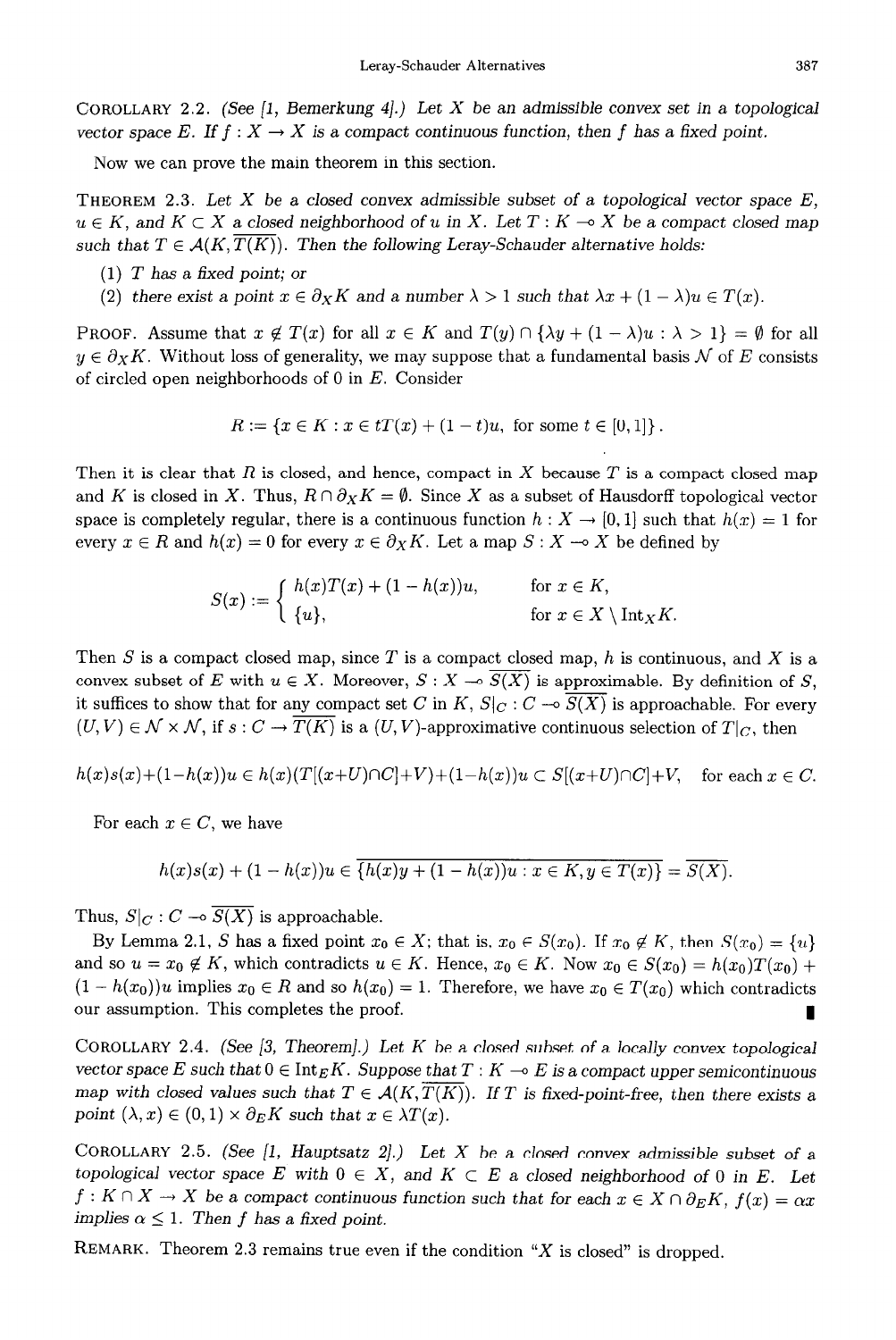COROLLARY 2.2. *(See [1, Bemerkung 4].) Let $X$ be an admissible convex set in a topological vector space $E$. If $f : X \to X$ is a compact continuous function, then $f$ has a fixed point.*

Now we can prove the main theorem in this section.

THEOREM 2.3. *Let $X$ be a closed convex admissible subset of a topological vector space $E$, $u \in K$, and $K \subset X$ a closed neighborhood of $u$ in $X$. Let $T : K \multimap X$ be a compact closed map such that $T \in \mathcal{A}(K, \overline{T(K)})$. Then the following Leray-Schauder alternative holds:*

1. *$T$ has a fixed point; or*
2. *there exist a point $x \in \partial_X K$ and a number $\lambda > 1$ such that $\lambda x + (1 - \lambda)u \in T(x)$.*

PROOF. Assume that $x \notin T(x)$ for all $x \in K$ and $T(y) \cap \{\lambda y + (1 - \lambda)u : \lambda > 1\} = \emptyset$ for all $y \in \partial_X K$. Without loss of generality, we may suppose that a fundamental basis $\mathcal{N}$ of $E$ consists of circled open neighborhoods of 0 in $E$. Consider

$$R := \{x \in K : x \in tT(x) + (1 - t)u, \text{ for some } t \in [0, 1]\}.$$

Then it is clear that $R$ is closed, and hence, compact in $X$ because $T$ is a compact closed map and $K$ is closed in $X$. Thus, $R \cap \partial_X K = \emptyset$. Since $X$ as a subset of Hausdorff topological vector space is completely regular, there is a continuous function $h : X \to [0, 1]$ such that $h(x) = 1$ for every $x \in R$ and $h(x) = 0$ for every $x \in \partial_X K$. Let a map $S : X \multimap X$ be defined by

$$S(x) := \begin{cases} h(x)T(x) + (1 - h(x))u, & \text{for } x \in K, \\ \{u\}, & \text{for } x \in X \setminus \operatorname{Int}_X K. \end{cases}$$

Then $S$ is a compact closed map, since $T$ is a compact closed map, $h$ is continuous, and $X$ is a convex subset of $E$ with $u \in X$. Moreover, $S : X \multimap \overline{S(X)}$ is approximable. By definition of $S$, it suffices to show that for any compact set $C$ in $K$, $S|_C : C \multimap \overline{S(X)}$ is approachable. For every $(U, V) \in \mathcal{N} \times \mathcal{N}$, if $s : C \to \overline{T(K)}$ is a $(U, V)$-approximative continuous selection of $T|_C$, then

$$h(x)s(x)+(1-h(x))u \in h(x)(T[(x+U)\cap C]+V)+(1-h(x))u \subset S[(x+U)\cap C]+V, \quad \text{for each } x \in C.$$

For each $x \in C$, we have

$$h(x)s(x) + (1 - h(x))u \in \overline{\{h(x)y + (1 - h(x))u : x \in K, y \in T(x)\}} = \overline{S(X)}.$$

Thus, $S|_C : C \multimap \overline{S(X)}$ is approachable.

By Lemma 2.1, $S$ has a fixed point $x_0 \in X$; that is, $x_0 \in S(x_0)$. If $x_0 \notin K$, then $S(x_0) = \{u\}$ and so $u = x_0 \notin K$, which contradicts $u \in K$. Hence, $x_0 \in K$. Now $x_0 \in S(x_0) = h(x_0)T(x_0) + (1 - h(x_0))u$ implies $x_0 \in R$ and so $h(x_0) = 1$. Therefore, we have $x_0 \in T(x_0)$ which contradicts our assumption. This completes the proof. ∎

COROLLARY 2.4. *(See [3, Theorem].) Let $K$ be a closed subset of a locally convex topological vector space $E$ such that $0 \in \operatorname{Int}_E K$. Suppose that $T : K \multimap E$ is a compact upper semicontinuous map with closed values such that $T \in \mathcal{A}(K, \overline{T(K)})$. If $T$ is fixed-point-free, then there exists a point $(\lambda, x) \in (0, 1) \times \partial_E K$ such that $x \in \lambda T(x)$.*

COROLLARY 2.5. *(See [1, Hauptsatz 2].) Let $X$ be a closed convex admissible subset of a topological vector space $E$ with $0 \in X$, and $K \subset E$ a closed neighborhood of 0 in $E$. Let $f : K \cap X \to X$ be a compact continuous function such that for each $x \in X \cap \partial_E K$, $f(x) = \alpha x$ implies $\alpha \leq 1$. Then $f$ has a fixed point.*

REMARK. Theorem 2.3 remains true even if the condition "$X$ is closed" is dropped.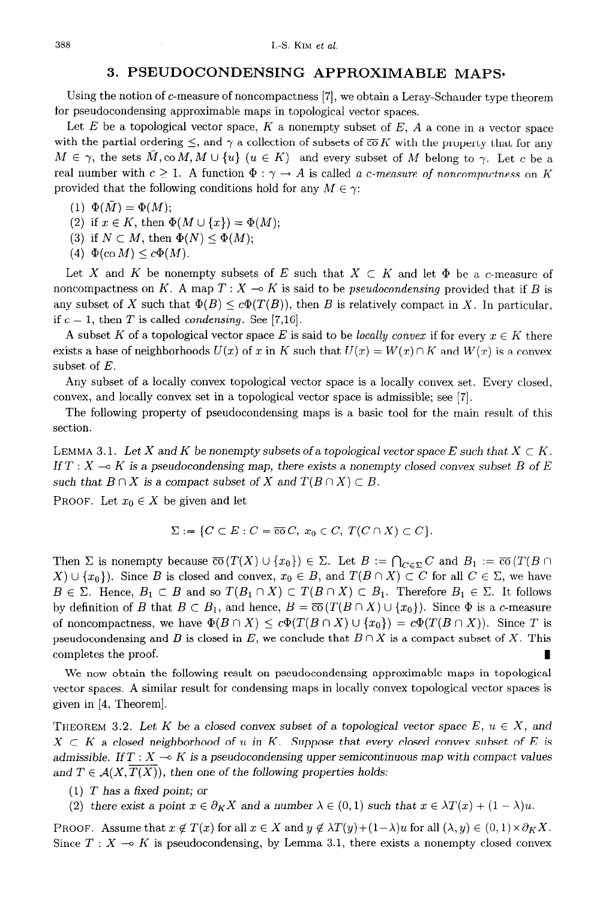## 3. PSEUDOCONDENSING APPROXIMABLE MAPS

Using the notion of $c$-measure of noncompactness [7], we obtain a Leray-Schauder type theorem for pseudocondensing approximable maps in topological vector spaces.

Let $E$ be a topological vector space, $K$ a nonempty subset of $E$, $A$ a cone in a vector space with the partial ordering $\leq$, and $\gamma$ a collection of subsets of $\overline{\text{co}}\, K$ with the property that for any $M \in \gamma$, the sets $\bar{M}, \text{co}\, M, M \cup \{u\}$ $(u \in K)$ and every subset of $M$ belong to $\gamma$. Let $c$ be a real number with $c \geq 1$. A function $\Phi : \gamma \to A$ is called *a $c$-measure of noncompactness on $K$* provided that the following conditions hold for any $M \in \gamma$:

(1) $\Phi(\bar{M}) = \Phi(M)$;

(2) if $x \in K$, then $\Phi(M \cup \{x\}) = \Phi(M)$;

(3) if $N \subset M$, then $\Phi(N) \leq \Phi(M)$;

(4) $\Phi(\text{co}\, M) \leq c\Phi(M)$.

Let $X$ and $K$ be nonempty subsets of $E$ such that $X \subset K$ and let $\Phi$ be a $c$-measure of noncompactness on $K$. A map $T : X \multimap K$ is said to be *pseudocondensing* provided that if $B$ is any subset of $X$ such that $\Phi(B) \leq c\Phi(T(B))$, then $B$ is relatively compact in $X$. In particular, if $c = 1$, then $T$ is called *condensing*. See [7,16].

A subset $K$ of a topological vector space $E$ is said to be *locally convex* if for every $x \in K$ there exists a base of neighborhoods $U(x)$ of $x$ in $K$ such that $U(x) = W(x) \cap K$ and $W(x)$ is a convex subset of $E$.

Any subset of a locally convex topological vector space is a locally convex set. Every closed, convex, and locally convex set in a topological vector space is admissible; see [7].

The following property of pseudocondensing maps is a basic tool for the main result of this section.

**LEMMA 3.1.** *Let $X$ and $K$ be nonempty subsets of a topological vector space $E$ such that $X \subset K$. If $T : X \multimap K$ is a pseudocondensing map, there exists a nonempty closed convex subset $B$ of $E$ such that $B \cap X$ is a compact subset of $X$ and $T(B \cap X) \subset B$.*

**PROOF.** Let $x_0 \in X$ be given and let

$$\Sigma := \{C \subset E : C = \overline{\text{co}}\, C,\ x_0 \subset C,\ T(C \cap X) \subset C\}.$$

Then $\Sigma$ is nonempty because $\overline{\text{co}}\,(T(X) \cup \{x_0\}) \in \Sigma$. Let $B := \bigcap_{C \in \Sigma} C$ and $B_1 := \overline{\text{co}}\,(T(B \cap X) \cup \{x_0\})$. Since $B$ is closed and convex, $x_0 \in B$, and $T(B \cap X) \subset C$ for all $C \in \Sigma$, we have $B \in \Sigma$. Hence, $B_1 \subset B$ and so $T(B_1 \cap X) \subset T(B \cap X) \subset B_1$. Therefore $B_1 \in \Sigma$. It follows by definition of $B$ that $B \subset B_1$, and hence, $B = \overline{\text{co}}\,(T(B \cap X) \cup \{x_0\})$. Since $\Phi$ is a $c$-measure of noncompactness, we have $\Phi(B \cap X) \leq c\Phi(T(B \cap X) \cup \{x_0\}) = c\Phi(T(B \cap X))$. Since $T$ is pseudocondensing and $B$ is closed in $E$, we conclude that $B \cap X$ is a compact subset of $X$. This completes the proof. ∎

We now obtain the following result on pseudocondensing approximable maps in topological vector spaces. A similar result for condensing maps in locally convex topological vector spaces is given in [4, Theorem].

**THEOREM 3.2.** *Let $K$ be a closed convex subset of a topological vector space $E$, $u \in X$, and $X \subset K$ a closed neighborhood of $u$ in $K$. Suppose that every closed convex subset of $E$ is admissible. If $T : X \multimap K$ is a pseudocondensing upper semicontinuous map with compact values and $T \in \mathcal{A}(X, \overline{T(X)})$, then one of the following properties holds:*

*(1) $T$ has a fixed point; or*

*(2) there exist a point $x \in \partial_K X$ and a number $\lambda \in (0,1)$ such that $x \in \lambda T(x) + (1 - \lambda)u$.*

**PROOF.** Assume that $x \notin T(x)$ for all $x \in X$ and $y \notin \lambda T(y) + (1-\lambda)u$ for all $(\lambda, y) \in (0,1) \times \partial_K X$. Since $T : X \multimap K$ is pseudocondensing, by Lemma 3.1, there exists a nonempty closed convex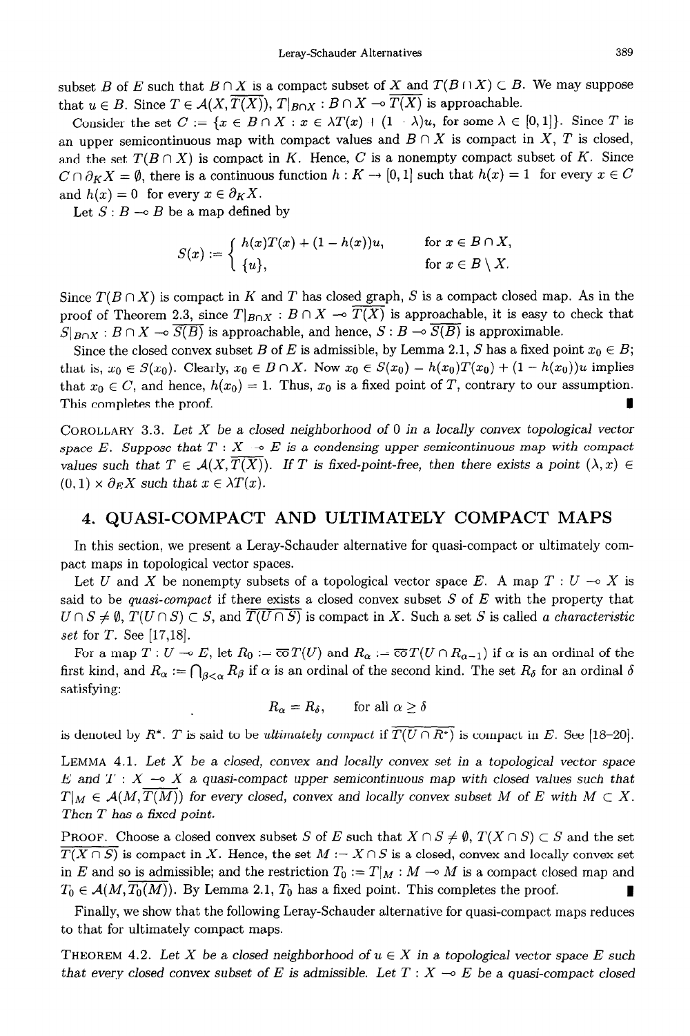subset $B$ of $E$ such that $B \cap X$ is a compact subset of $X$ and $T(B \cap X) \subset B$. We may suppose that $u \in B$. Since $T \in \mathcal{A}(X, \overline{T(X)})$, $T|_{B\cap X} : B \cap X \multimap \overline{T(X)}$ is approachable.

Consider the set $C := \{x \in B \cap X : x \in \lambda T(x) + (1 - \lambda)u,$ for some $\lambda \in [0,1]\}$. Since $T$ is an upper semicontinuous map with compact values and $B \cap X$ is compact in $X$, $T$ is closed, and the set $T(B \cap X)$ is compact in $K$. Hence, $C$ is a nonempty compact subset of $K$. Since $C \cap \partial_K X = \emptyset$, there is a continuous function $h : K \to [0,1]$ such that $h(x) = 1$ for every $x \in C$ and $h(x) = 0$ for every $x \in \partial_K X$.

Let $S : B \multimap B$ be a map defined by

$$S(x) := \begin{cases} h(x)T(x) + (1 - h(x))u, & \text{for } x \in B \cap X, \\ \{u\}, & \text{for } x \in B \setminus X. \end{cases}$$

Since $T(B \cap X)$ is compact in $K$ and $T$ has closed graph, $S$ is a compact closed map. As in the proof of Theorem 2.3, since $T|_{B\cap X} : B \cap X \multimap \overline{T(X)}$ is approachable, it is easy to check that $S|_{B\cap X} : B \cap X \multimap \overline{S(B)}$ is approachable, and hence, $S : B \multimap \overline{S(B)}$ is approximable.

Since the closed convex subset $B$ of $E$ is admissible, by Lemma 2.1, $S$ has a fixed point $x_0 \in B$; that is, $x_0 \in S(x_0)$. Clearly, $x_0 \in B \cap X$. Now $x_0 \in S(x_0) = h(x_0)T(x_0) + (1 - h(x_0))u$ implies that $x_0 \in C$, and hence, $h(x_0) = 1$. Thus, $x_0$ is a fixed point of $T$, contrary to our assumption. This completes the proof. ∎

COROLLARY 3.3. *Let $X$ be a closed neighborhood of 0 in a locally convex topological vector space $E$. Suppose that $T : X \multimap E$ is a condensing upper semicontinuous map with compact values such that $T \in \mathcal{A}(X, \overline{T(X)})$. If $T$ is fixed-point-free, then there exists a point $(\lambda, x) \in (0,1) \times \partial_E X$ such that $x \in \lambda T(x)$.*

## 4. QUASI-COMPACT AND ULTIMATELY COMPACT MAPS

In this section, we present a Leray-Schauder alternative for quasi-compact or ultimately compact maps in topological vector spaces.

Let $U$ and $X$ be nonempty subsets of a topological vector space $E$. A map $T : U \multimap X$ is said to be *quasi-compact* if there exists a closed convex subset $S$ of $E$ with the property that $U \cap S \neq \emptyset$, $T(U \cap S) \subset S$, and $\overline{T(U \cap S)}$ is compact in $X$. Such a set $S$ is called *a characteristic set* for $T$. See [17,18].

For a map $T : U \multimap E$, let $R_0 := \overline{\mathrm{co}}\, T(U)$ and $R_\alpha := \overline{\mathrm{co}}\, T(U \cap R_{\alpha-1})$ if $\alpha$ is an ordinal of the first kind, and $R_\alpha := \bigcap_{\beta<\alpha} R_\beta$ if $\alpha$ is an ordinal of the second kind. The set $R_\delta$ for an ordinal $\delta$ satisfying:

$$R_\alpha = R_\delta, \qquad \text{for all } \alpha \geq \delta$$

is denoted by $R^*$. $T$ is said to be *ultimately compact* if $\overline{T(U \cap R^*)}$ is compact in $E$. See [18–20].

LEMMA 4.1. *Let $X$ be a closed, convex and locally convex set in a topological vector space $E$ and $T : X \multimap X$ a quasi-compact upper semicontinuous map with closed values such that $T|_M \in \mathcal{A}(M, \overline{T(M)})$ for every closed, convex and locally convex subset $M$ of $E$ with $M \subset X$. Then $T$ has a fixed point.*

PROOF. Choose a closed convex subset $S$ of $E$ such that $X \cap S \neq \emptyset$, $T(X \cap S) \subset S$ and the set $\overline{T(X \cap S)}$ is compact in $X$. Hence, the set $M := X \cap S$ is a closed, convex and locally convex set in $E$ and so is admissible; and the restriction $T_0 := T|_M : M \multimap M$ is a compact closed map and $T_0 \in \mathcal{A}(M, \overline{T_0(M)})$. By Lemma 2.1, $T_0$ has a fixed point. This completes the proof. ∎

Finally, we show that the following Leray-Schauder alternative for quasi-compact maps reduces to that for ultimately compact maps.

THEOREM 4.2. *Let $X$ be a closed neighborhood of $u \in X$ in a topological vector space $E$ such that every closed convex subset of $E$ is admissible. Let $T : X \multimap E$ be a quasi-compact closed*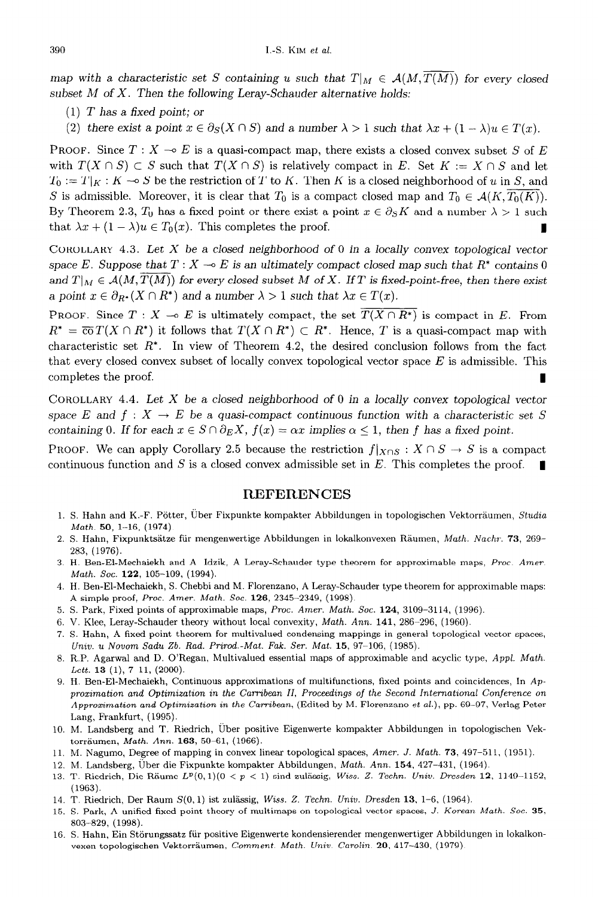map with a characteristic set $S$ containing $u$ such that $T|_M \in \mathcal{A}(M, \overline{T(M)})$ for every closed subset $M$ of $X$. Then the following Leray-Schauder alternative holds:

(1) $T$ has a fixed point; or

(2) there exist a point $x \in \partial_S(X \cap S)$ and a number $\lambda > 1$ such that $\lambda x + (1 - \lambda)u \in T(x)$.

PROOF. Since $T : X \multimap E$ is a quasi-compact map, there exists a closed convex subset $S$ of $E$ with $T(X \cap S) \subset S$ such that $T(X \cap S)$ is relatively compact in $E$. Set $K := X \cap S$ and let $T_0 := T|_K : K \multimap S$ be the restriction of $T$ to $K$. Then $K$ is a closed neighborhood of $u$ in $S$, and $S$ is admissible. Moreover, it is clear that $T_0$ is a compact closed map and $T_0 \in \mathcal{A}(K, \overline{T_0(K)})$. By Theorem 2.3, $T_0$ has a fixed point or there exist a point $x \in \partial_S K$ and a number $\lambda > 1$ such that $\lambda x + (1 - \lambda)u \in T_0(x)$. This completes the proof. ∎

COROLLARY 4.3. *Let $X$ be a closed neighborhood of 0 in a locally convex topological vector space $E$. Suppose that $T : X \multimap E$ is an ultimately compact closed map such that $R^*$ contains 0 and $T|_M \in \mathcal{A}(M, \overline{T(M)})$ for every closed subset $M$ of $X$. If $T$ is fixed-point-free, then there exist a point $x \in \partial_{R^*}(X \cap R^*)$ and a number $\lambda > 1$ such that $\lambda x \in T(x)$.*

PROOF. Since $T : X \multimap E$ is ultimately compact, the set $\overline{T(X \cap R^*)}$ is compact in $E$. From $R^* = \overline{\text{co}}\, T(X \cap R^*)$ it follows that $T(X \cap R^*) \subset R^*$. Hence, $T$ is a quasi-compact map with characteristic set $R^*$. In view of Theorem 4.2, the desired conclusion follows from the fact that every closed convex subset of locally convex topological vector space $E$ is admissible. This completes the proof. ∎

COROLLARY 4.4. *Let $X$ be a closed neighborhood of 0 in a locally convex topological vector space $E$ and $f : X \to E$ be a quasi-compact continuous function with a characteristic set $S$ containing 0. If for each $x \in S \cap \partial_E X$, $f(x) = \alpha x$ implies $\alpha \leq 1$, then $f$ has a fixed point.*

PROOF. We can apply Corollary 2.5 because the restriction $f|_{X \cap S} : X \cap S \to S$ is a compact continuous function and $S$ is a closed convex admissible set in $E$. This completes the proof. ∎

## REFERENCES

1. S. Hahn and K.-F. Pötter, Über Fixpunkte kompakter Abbildungen in topologischen Vektorräumen, *Studia Math.* **50**, 1–16, (1974)
2. S. Hahn, Fixpunktsätze für mengenwertige Abbildungen in lokalkonvexen Räumen, *Math. Nachr.* **73**, 269–283, (1976).
3. H. Ben-El-Mechaiekh and A. Idzik, A Leray-Schauder type theorem for approximable maps, *Proc. Amer. Math. Soc.* **122**, 105–109, (1994).
4. H. Ben-El-Mechaiekh, S. Chebbi and M. Florenzano, A Leray-Schauder type theorem for approximable maps: A simple proof, *Proc. Amer. Math. Soc.* **126**, 2345–2349, (1998).
5. S. Park, Fixed points of approximable maps, *Proc. Amer. Math. Soc.* **124**, 3109–3114, (1996).
6. V. Klee, Leray-Schauder theory without local convexity, *Math. Ann.* **141**, 286–296, (1960).
7. S. Hahn, A fixed point theorem for multivalued condensing mappings in general topological vector spaces, *Univ. u Novom Sadu Zb. Rad. Prirod.-Mat. Fak. Ser. Mat.* **15**, 97–106, (1985).
8. R.P. Agarwal and D. O'Regan, Multivalued essential maps of approximable and acyclic type, *Appl. Math. Lett.* **13** (1), 7–11, (2000).
9. H. Ben-El-Mechaiekh, Continuous approximations of multifunctions, fixed points and coincidences, In *Approximation and Optimization in the Carribean II, Proceedings of the Second International Conference on Approximation and Optimization in the Carribean*, (Edited by M. Florenzano *et al.*), pp. 69–97, Verlag Peter Lang, Frankfurt, (1995).
10. M. Landsberg and T. Riedrich, Über positive Eigenwerte kompakter Abbildungen in topologischen Vektorräumen, *Math. Ann.* **163**, 50–61, (1966).
11. M. Nagumo, Degree of mapping in convex linear topological spaces, *Amer. J. Math.* **73**, 497–511, (1951).
12. M. Landsberg, Über die Fixpunkte kompakter Abbildungen, *Math. Ann.* **154**, 427–431, (1964).
13. T. Riedrich, Die Räume $L^p(0,1)(0 < p < 1)$ sind zulässig, *Wiss. Z. Techn. Univ. Dresden* **12**, 1149–1152, (1963).
14. T. Riedrich, Der Raum $S(0,1)$ ist zulässig, *Wiss. Z. Techn. Univ. Dresden* **13**, 1–6, (1964).
15. S. Park, A unified fixed point theory of multimaps on topological vector spaces, *J. Korean Math. Soc.* **35**, 803–829, (1998).
16. S. Hahn, Ein Störungssatz für positive Eigenwerte kondensierender mengenwertiger Abbildungen in lokalkonvexen topologischen Vektorräumen, *Comment. Math. Univ. Carolin.* **20**, 417–430, (1979).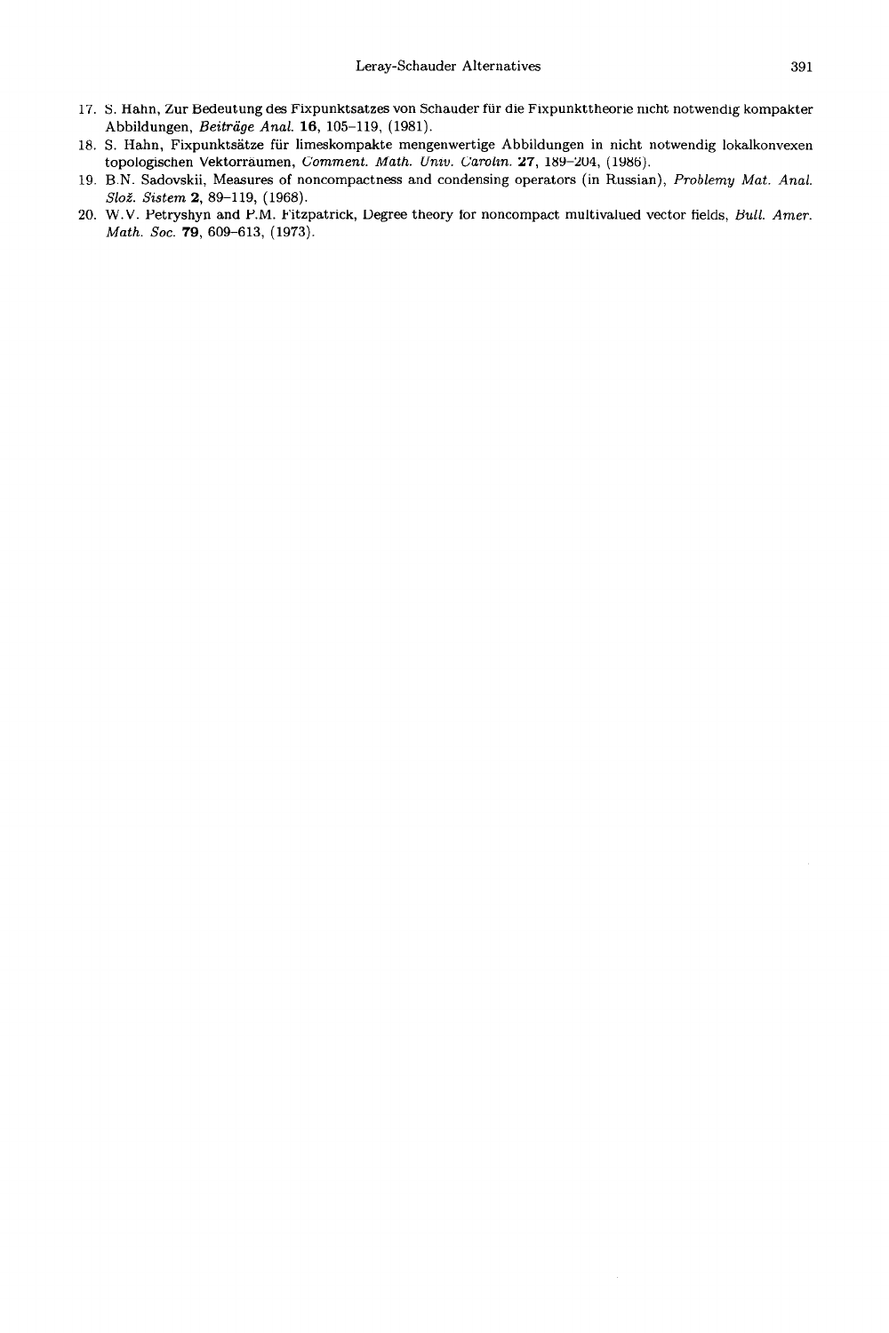17. S. Hahn, Zur Bedeutung des Fixpunktsatzes von Schauder für die Fixpunkttheorie nicht notwendig kompakter Abbildungen, *Beiträge Anal.* **16**, 105–119, (1981).
18. S. Hahn, Fixpunktsätze für limeskompakte mengenwertige Abbildungen in nicht notwendig lokalkonvexen topologischen Vektorräumen, *Comment. Math. Univ. Carolin.* **27**, 189–204, (1986).
19. B.N. Sadovskii, Measures of noncompactness and condensing operators (in Russian), *Problemy Mat. Anal. Slož. Sistem* **2**, 89–119, (1968).
20. W.V. Petryshyn and P.M. Fitzpatrick, Degree theory for noncompact multivalued vector fields, *Bull. Amer. Math. Soc.* **79**, 609–613, (1973).